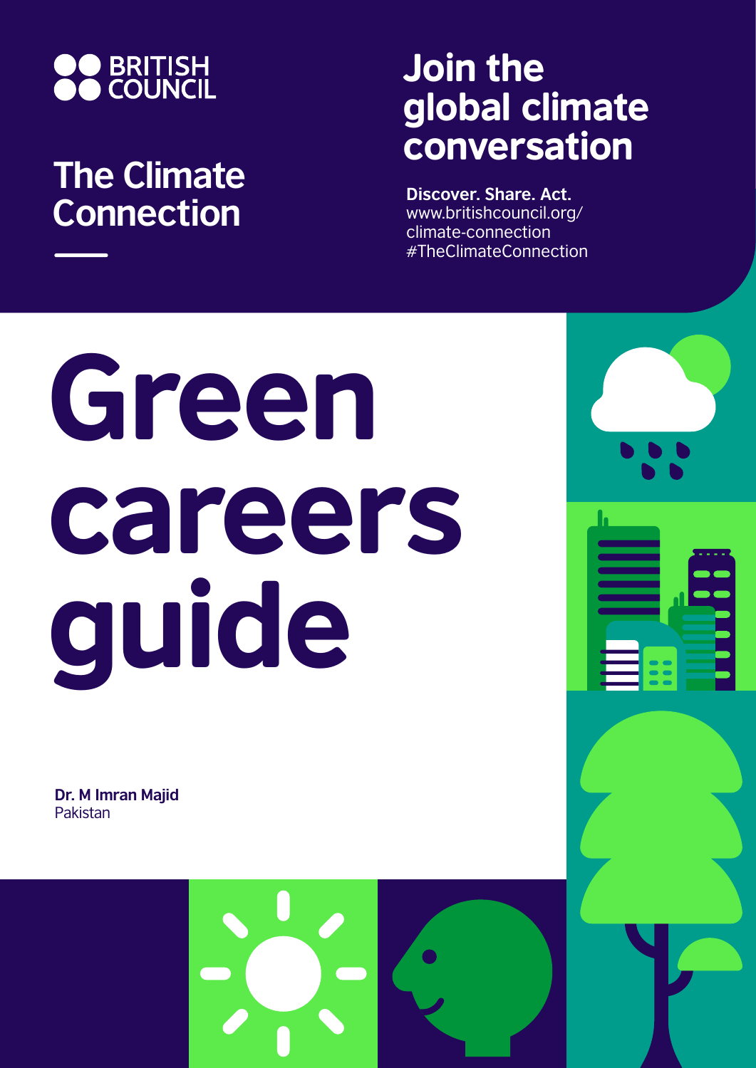BRITISH COUNCIL

## The Climate Connection

## Join the global climate conversation

**Discover. Share. Act.**
www.britishcouncil.org/climate-connection
#TheClimateConnection

# Green careers guide

**Dr. M Imran Majid**
Pakistan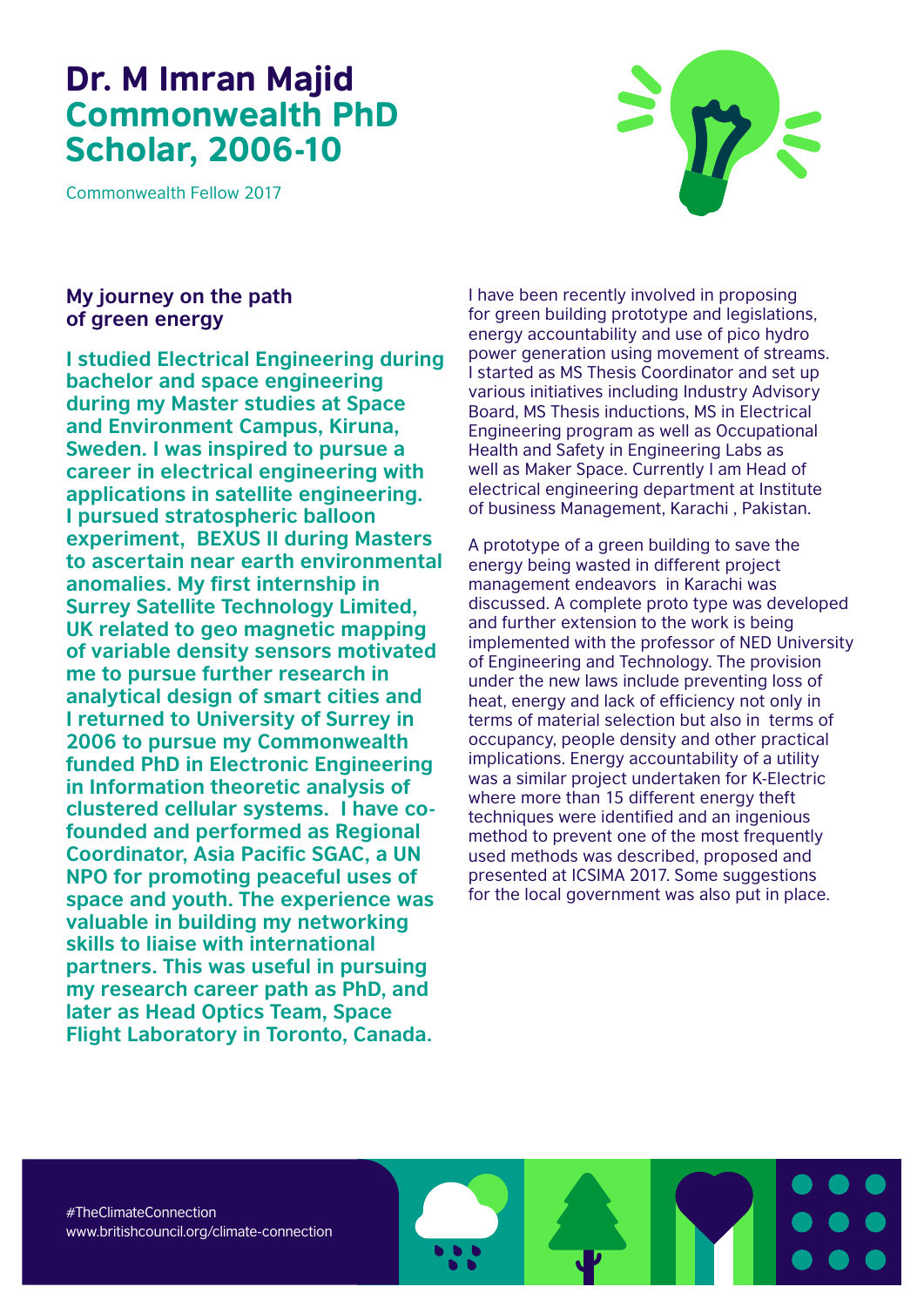# Dr. M Imran Majid
## Commonwealth PhD Scholar, 2006-10

Commonwealth Fellow 2017

### My journey on the path of green energy

**I studied Electrical Engineering during bachelor and space engineering during my Master studies at Space and Environment Campus, Kiruna, Sweden. I was inspired to pursue a career in electrical engineering with applications in satellite engineering. I pursued stratospheric balloon experiment, BEXUS II during Masters to ascertain near earth environmental anomalies. My first internship in Surrey Satellite Technology Limited, UK related to geo magnetic mapping of variable density sensors motivated me to pursue further research in analytical design of smart cities and I returned to University of Surrey in 2006 to pursue my Commonwealth funded PhD in Electronic Engineering in Information theoretic analysis of clustered cellular systems. I have co-founded and performed as Regional Coordinator, Asia Pacific SGAC, a UN NPO for promoting peaceful uses of space and youth. The experience was valuable in building my networking skills to liaise with international partners. This was useful in pursuing my research career path as PhD, and later as Head Optics Team, Space Flight Laboratory in Toronto, Canada.**

I have been recently involved in proposing for green building prototype and legislations, energy accountability and use of pico hydro power generation using movement of streams. I started as MS Thesis Coordinator and set up various initiatives including Industry Advisory Board, MS Thesis inductions, MS in Electrical Engineering program as well as Occupational Health and Safety in Engineering Labs as well as Maker Space. Currently I am Head of electrical engineering department at Institute of business Management, Karachi , Pakistan.

A prototype of a green building to save the energy being wasted in different project management endeavors in Karachi was discussed. A complete proto type was developed and further extension to the work is being implemented with the professor of NED University of Engineering and Technology. The provision under the new laws include preventing loss of heat, energy and lack of efficiency not only in terms of material selection but also in terms of occupancy, people density and other practical implications. Energy accountability of a utility was a similar project undertaken for K-Electric where more than 15 different energy theft techniques were identified and an ingenious method to prevent one of the most frequently used methods was described, proposed and presented at ICSIMA 2017. Some suggestions for the local government was also put in place.

#TheClimateConnection
www.britishcouncil.org/climate-connection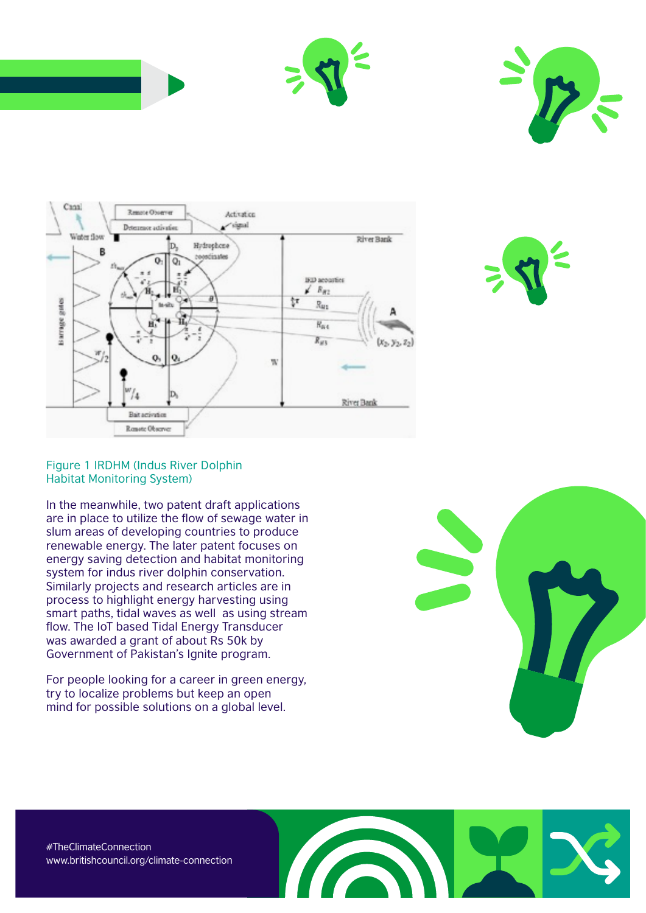Figure 1 IRDHM (Indus River Dolphin Habitat Monitoring System)

In the meanwhile, two patent draft applications are in place to utilize the flow of sewage water in slum areas of developing countries to produce renewable energy. The later patent focuses on energy saving detection and habitat monitoring system for indus river dolphin conservation. Similarly projects and research articles are in process to highlight energy harvesting using smart paths, tidal waves as well as using stream flow. The IoT based Tidal Energy Transducer was awarded a grant of about Rs 50k by Government of Pakistan's Ignite program.

For people looking for a career in green energy, try to localize problems but keep an open mind for possible solutions on a global level.